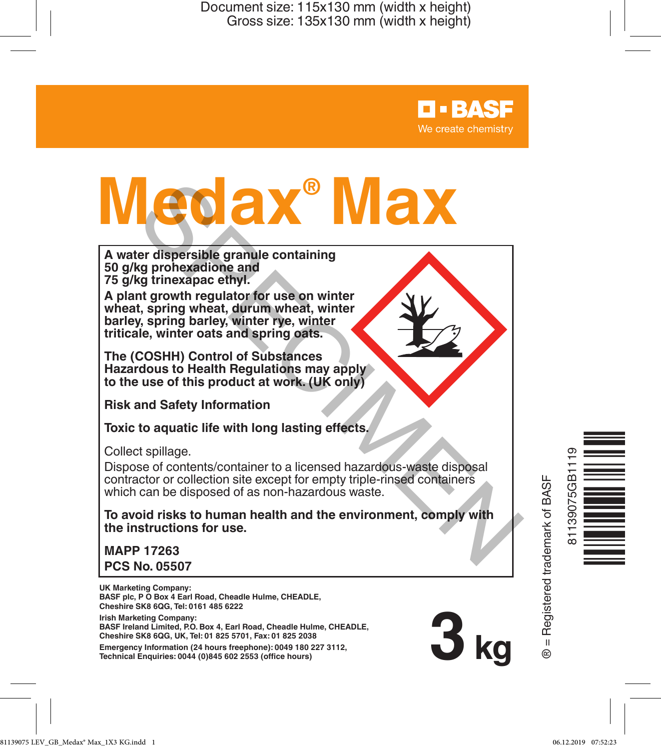Document size: 115x130 mm (width x height)
Gross size: 135x130 mm (width x height)

BASF
We create chemistry

# Medax® Max

**A water dispersible granule containing 50 g/kg prohexadione and 75 g/kg trinexapac ethyl.**

**A plant growth regulator for use on winter wheat, spring wheat, durum wheat, winter barley, spring barley, winter rye, winter triticale, winter oats and spring oats.**

**The (COSHH) Control of Substances Hazardous to Health Regulations may apply to the use of this product at work. (UK only)**

**Risk and Safety Information**

**Toxic to aquatic life with long lasting effects.**

Collect spillage.
Dispose of contents/container to a licensed hazardous-waste disposal contractor or collection site except for empty triple-rinsed containers which can be disposed of as non-hazardous waste.

**To avoid risks to human health and the environment, comply with the instructions for use.**

**MAPP 17263**
**PCS No. 05507**

**UK Marketing Company:**
**BASF plc, P O Box 4 Earl Road, Cheadle Hulme, CHEADLE, Cheshire SK8 6QG, Tel: 0161 485 6222**

**Irish Marketing Company:**
**BASF Ireland Limited, P.O. Box 4, Earl Road, Cheadle Hulme, CHEADLE, Cheshire SK8 6QG, UK, Tel: 01 825 5701, Fax: 01 825 2038**

**Emergency Information (24 hours freephone): 0049 180 227 3112,**
**Technical Enquiries: 0044 (0)845 602 2553 (office hours)**

**3 kg**

® = Registered trademark of BASF

81139075GB1119

SPECIMEN

81139075 LEV_GB_Medax® Max_1X3 KG.indd 1 06.12.2019 07:52:23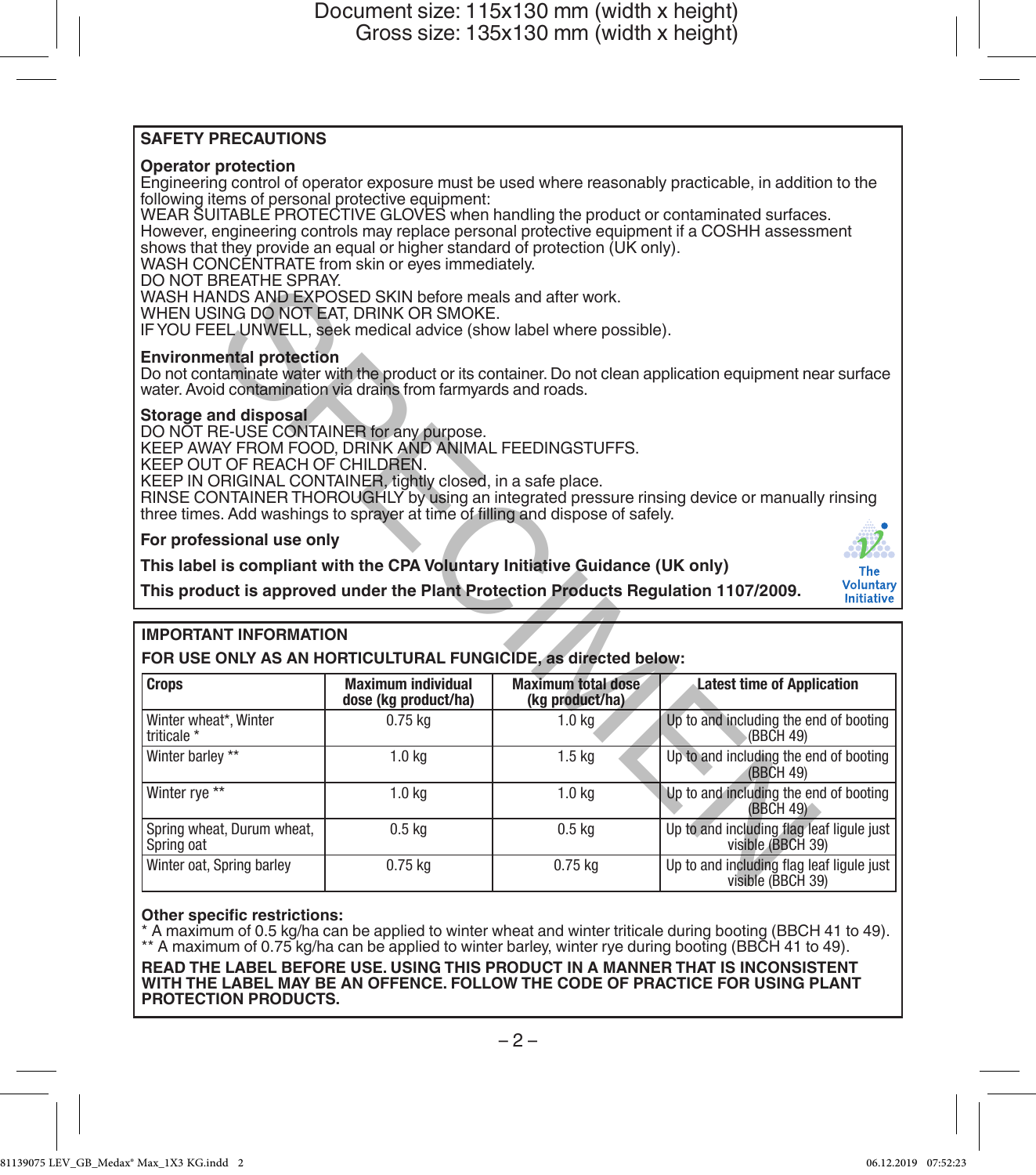## SAFETY PRECAUTIONS

### Operator protection

Engineering control of operator exposure must be used where reasonably practicable, in addition to the following items of personal protective equipment:
WEAR SUITABLE PROTECTIVE GLOVES when handling the product or contaminated surfaces.
However, engineering controls may replace personal protective equipment if a COSHH assessment shows that they provide an equal or higher standard of protection (UK only).
WASH CONCENTRATE from skin or eyes immediately.
DO NOT BREATHE SPRAY.
WASH HANDS AND EXPOSED SKIN before meals and after work.
WHEN USING DO NOT EAT, DRINK OR SMOKE.
IF YOU FEEL UNWELL, seek medical advice (show label where possible).

### Environmental protection

Do not contaminate water with the product or its container. Do not clean application equipment near surface water. Avoid contamination via drains from farmyards and roads.

### Storage and disposal

DO NOT RE-USE CONTAINER for any purpose.
KEEP AWAY FROM FOOD, DRINK AND ANIMAL FEEDINGSTUFFS.
KEEP OUT OF REACH OF CHILDREN.
KEEP IN ORIGINAL CONTAINER, tightly closed, in a safe place.
RINSE CONTAINER THOROUGHLY by using an integrated pressure rinsing device or manually rinsing three times. Add washings to sprayer at time of filling and dispose of safely.

**For professional use only**

**This label is compliant with the CPA Voluntary Initiative Guidance (UK only)**

**This product is approved under the Plant Protection Products Regulation 1107/2009.**

The Voluntary Initiative

## IMPORTANT INFORMATION

**FOR USE ONLY AS AN HORTICULTURAL FUNGICIDE, as directed below:**

| Crops | Maximum individual dose (kg product/ha) | Maximum total dose (kg product/ha) | Latest time of Application |
|---|---|---|---|
| Winter wheat*, Winter triticale * | 0.75 kg | 1.0 kg | Up to and including the end of booting (BBCH 49) |
| Winter barley ** | 1.0 kg | 1.5 kg | Up to and including the end of booting (BBCH 49) |
| Winter rye ** | 1.0 kg | 1.0 kg | Up to and including the end of booting (BBCH 49) |
| Spring wheat, Durum wheat, Spring oat | 0.5 kg | 0.5 kg | Up to and including flag leaf ligule just visible (BBCH 39) |
| Winter oat, Spring barley | 0.75 kg | 0.75 kg | Up to and including flag leaf ligule just visible (BBCH 39) |

**Other specific restrictions:**
* A maximum of 0.5 kg/ha can be applied to winter wheat and winter triticale during booting (BBCH 41 to 49).
** A maximum of 0.75 kg/ha can be applied to winter barley, winter rye during booting (BBCH 41 to 49).

**READ THE LABEL BEFORE USE. USING THIS PRODUCT IN A MANNER THAT IS INCONSISTENT WITH THE LABEL MAY BE AN OFFENCE. FOLLOW THE CODE OF PRACTICE FOR USING PLANT PROTECTION PRODUCTS.**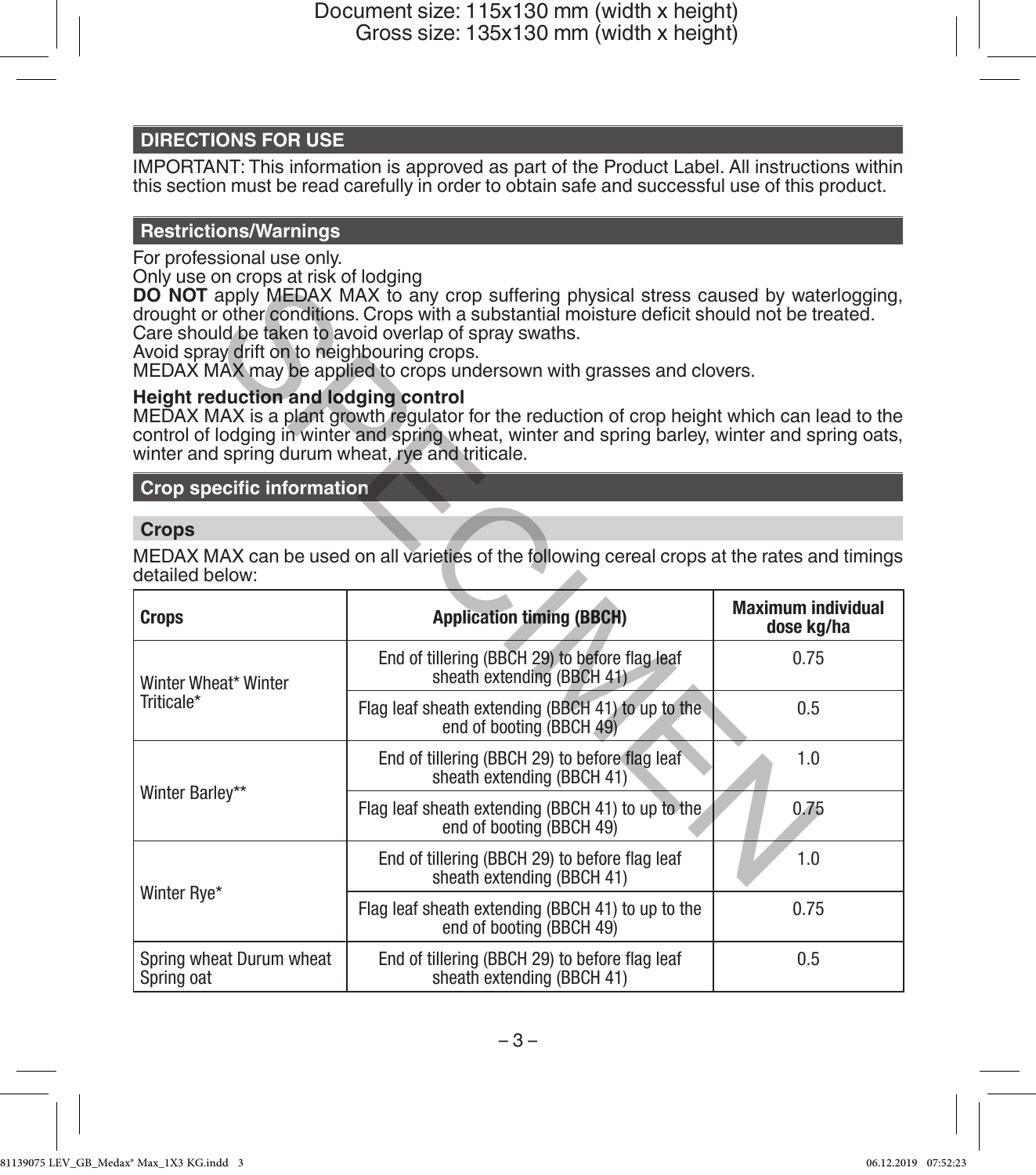## DIRECTIONS FOR USE

IMPORTANT: This information is approved as part of the Product Label. All instructions within this section must be read carefully in order to obtain safe and successful use of this product.

## Restrictions/Warnings

For professional use only.
Only use on crops at risk of lodging
**DO NOT** apply MEDAX MAX to any crop suffering physical stress caused by waterlogging, drought or other conditions. Crops with a substantial moisture deficit should not be treated.
Care should be taken to avoid overlap of spray swaths.
Avoid spray drift on to neighbouring crops.
MEDAX MAX may be applied to crops undersown with grasses and clovers.

**Height reduction and lodging control**
MEDAX MAX is a plant growth regulator for the reduction of crop height which can lead to the control of lodging in winter and spring wheat, winter and spring barley, winter and spring oats, winter and spring durum wheat, rye and triticale.

## Crop specific information

### Crops

MEDAX MAX can be used on all varieties of the following cereal crops at the rates and timings detailed below:

| Crops | Application timing (BBCH) | Maximum individual dose kg/ha |
|---|---|---|
| Winter Wheat* Winter Triticale* | End of tillering (BBCH 29) to before flag leaf sheath extending (BBCH 41) | 0.75 |
| | Flag leaf sheath extending (BBCH 41) to up to the end of booting (BBCH 49) | 0.5 |
| Winter Barley** | End of tillering (BBCH 29) to before flag leaf sheath extending (BBCH 41) | 1.0 |
| | Flag leaf sheath extending (BBCH 41) to up to the end of booting (BBCH 49) | 0.75 |
| Winter Rye* | End of tillering (BBCH 29) to before flag leaf sheath extending (BBCH 41) | 1.0 |
| | Flag leaf sheath extending (BBCH 41) to up to the end of booting (BBCH 49) | 0.75 |
| Spring wheat Durum wheat Spring oat | End of tillering (BBCH 29) to before flag leaf sheath extending (BBCH 41) | 0.5 |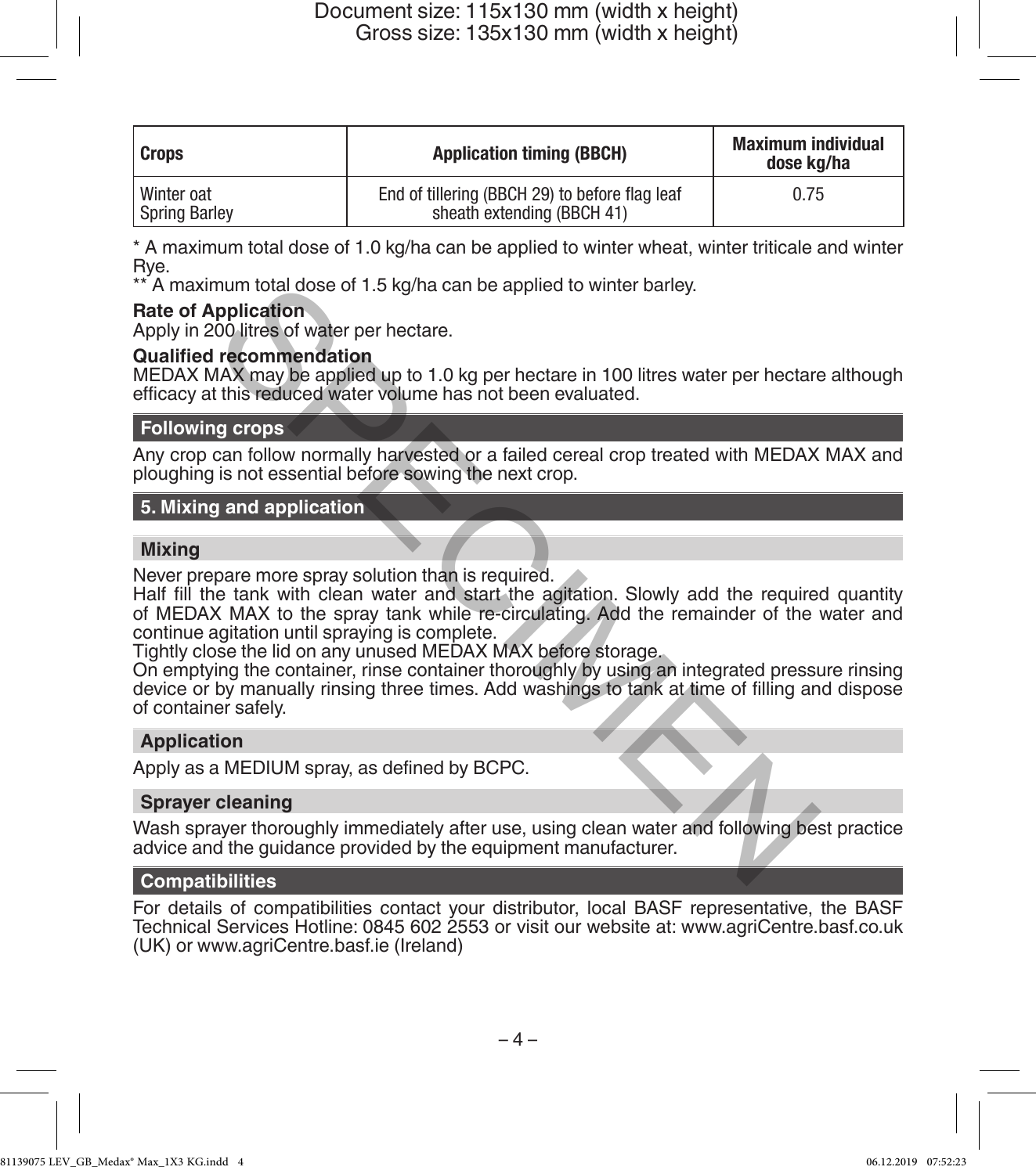| Crops | Application timing (BBCH) | Maximum individual dose kg/ha |
|---|---|---|
| Winter oat<br>Spring Barley | End of tillering (BBCH 29) to before flag leaf sheath extending (BBCH 41) | 0.75 |

* A maximum total dose of 1.0 kg/ha can be applied to winter wheat, winter triticale and winter Rye.

** A maximum total dose of 1.5 kg/ha can be applied to winter barley.

**Rate of Application**

Apply in 200 litres of water per hectare.

**Qualified recommendation**

MEDAX MAX may be applied up to 1.0 kg per hectare in 100 litres water per hectare although efficacy at this reduced water volume has not been evaluated.

### Following crops

Any crop can follow normally harvested or a failed cereal crop treated with MEDAX MAX and ploughing is not essential before sowing the next crop.

## 5. Mixing and application

### Mixing

Never prepare more spray solution than is required.

Half fill the tank with clean water and start the agitation. Slowly add the required quantity of MEDAX MAX to the spray tank while re-circulating. Add the remainder of the water and continue agitation until spraying is complete.

Tightly close the lid on any unused MEDAX MAX before storage.

On emptying the container, rinse container thoroughly by using an integrated pressure rinsing device or by manually rinsing three times. Add washings to tank at time of filling and dispose of container safely.

### Application

Apply as a MEDIUM spray, as defined by BCPC.

### Sprayer cleaning

Wash sprayer thoroughly immediately after use, using clean water and following best practice advice and the guidance provided by the equipment manufacturer.

### Compatibilities

For details of compatibilities contact your distributor, local BASF representative, the BASF Technical Services Hotline: 0845 602 2553 or visit our website at: www.agriCentre.basf.co.uk (UK) or www.agriCentre.basf.ie (Ireland)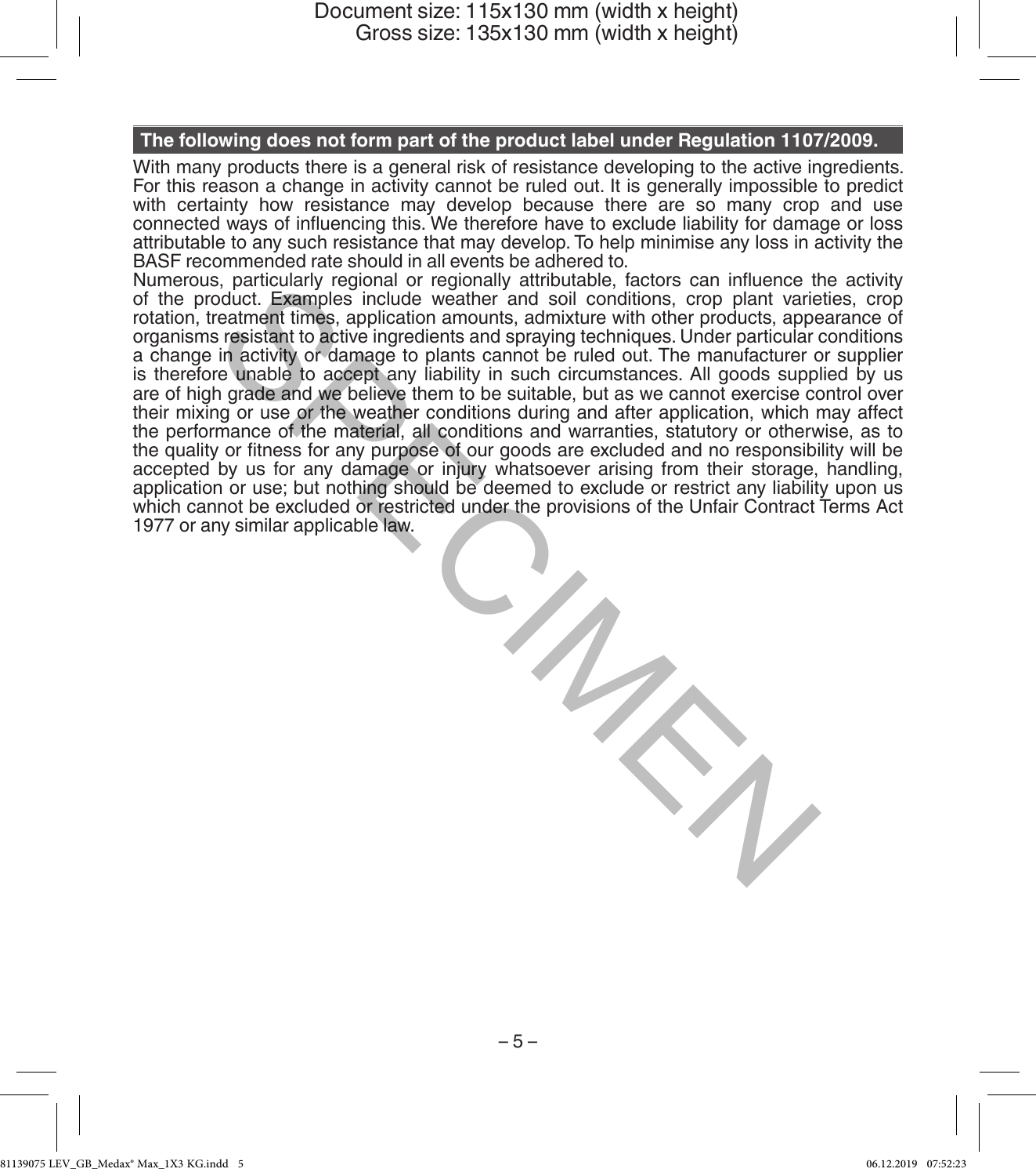**The following does not form part of the product label under Regulation 1107/2009.**

With many products there is a general risk of resistance developing to the active ingredients. For this reason a change in activity cannot be ruled out. It is generally impossible to predict with certainty how resistance may develop because there are so many crop and use connected ways of influencing this. We therefore have to exclude liability for damage or loss attributable to any such resistance that may develop. To help minimise any loss in activity the BASF recommended rate should in all events be adhered to.

Numerous, particularly regional or regionally attributable, factors can influence the activity of the product. Examples include weather and soil conditions, crop plant varieties, crop rotation, treatment times, application amounts, admixture with other products, appearance of organisms resistant to active ingredients and spraying techniques. Under particular conditions a change in activity or damage to plants cannot be ruled out. The manufacturer or supplier is therefore unable to accept any liability in such circumstances. All goods supplied by us are of high grade and we believe them to be suitable, but as we cannot exercise control over their mixing or use or the weather conditions during and after application, which may affect the performance of the material, all conditions and warranties, statutory or otherwise, as to the quality or fitness for any purpose of our goods are excluded and no responsibility will be accepted by us for any damage or injury whatsoever arising from their storage, handling, application or use; but nothing should be deemed to exclude or restrict any liability upon us which cannot be excluded or restricted under the provisions of the Unfair Contract Terms Act 1977 or any similar applicable law.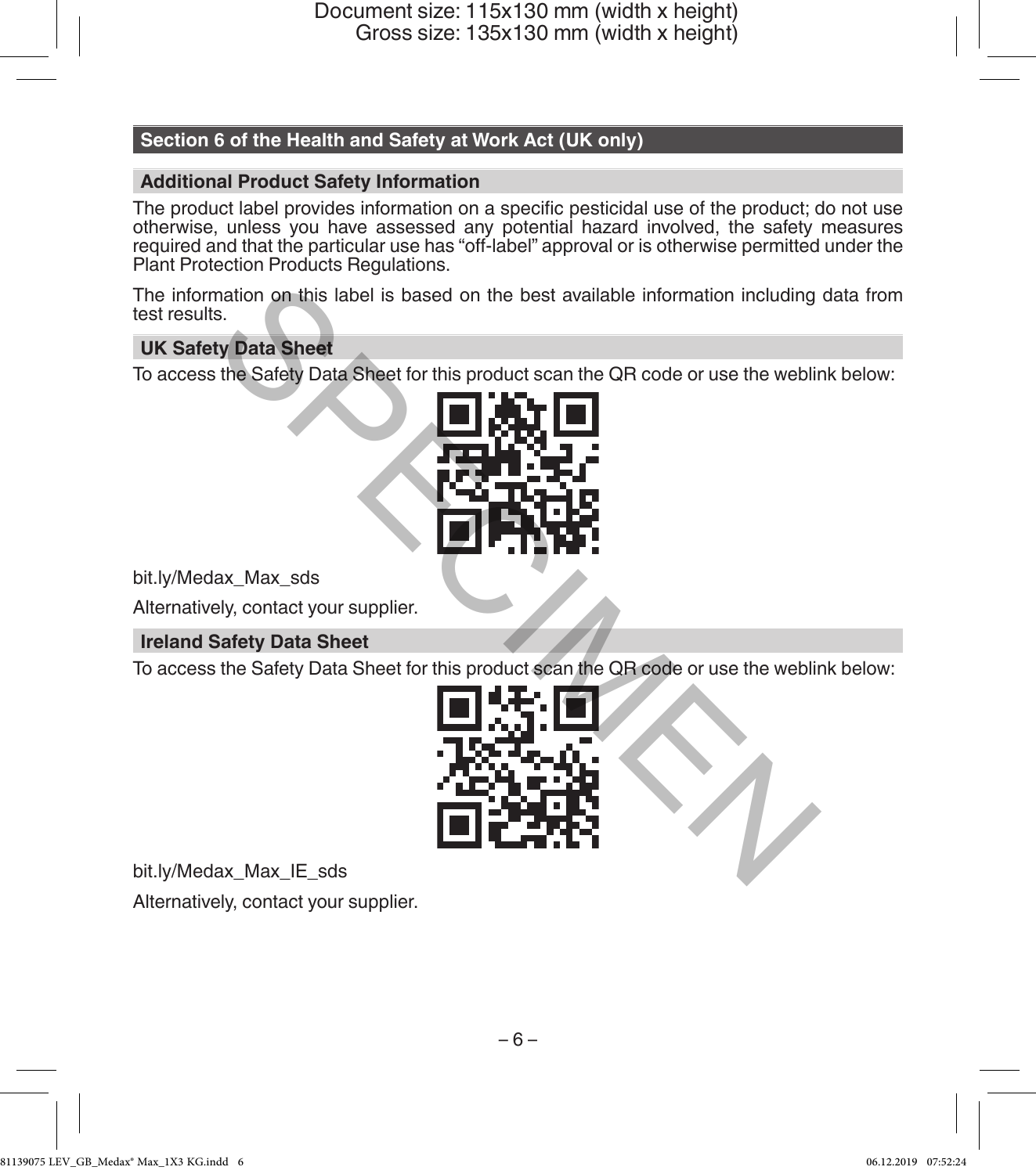## Section 6 of the Health and Safety at Work Act (UK only)

### Additional Product Safety Information

The product label provides information on a specific pesticidal use of the product; do not use otherwise, unless you have assessed any potential hazard involved, the safety measures required and that the particular use has "off-label" approval or is otherwise permitted under the Plant Protection Products Regulations.

The information on this label is based on the best available information including data from test results.

### UK Safety Data Sheet

To access the Safety Data Sheet for this product scan the QR code or use the weblink below:

bit.ly/Medax_Max_sds

Alternatively, contact your supplier.

### Ireland Safety Data Sheet

To access the Safety Data Sheet for this product scan the QR code or use the weblink below:

bit.ly/Medax_Max_IE_sds

Alternatively, contact your supplier.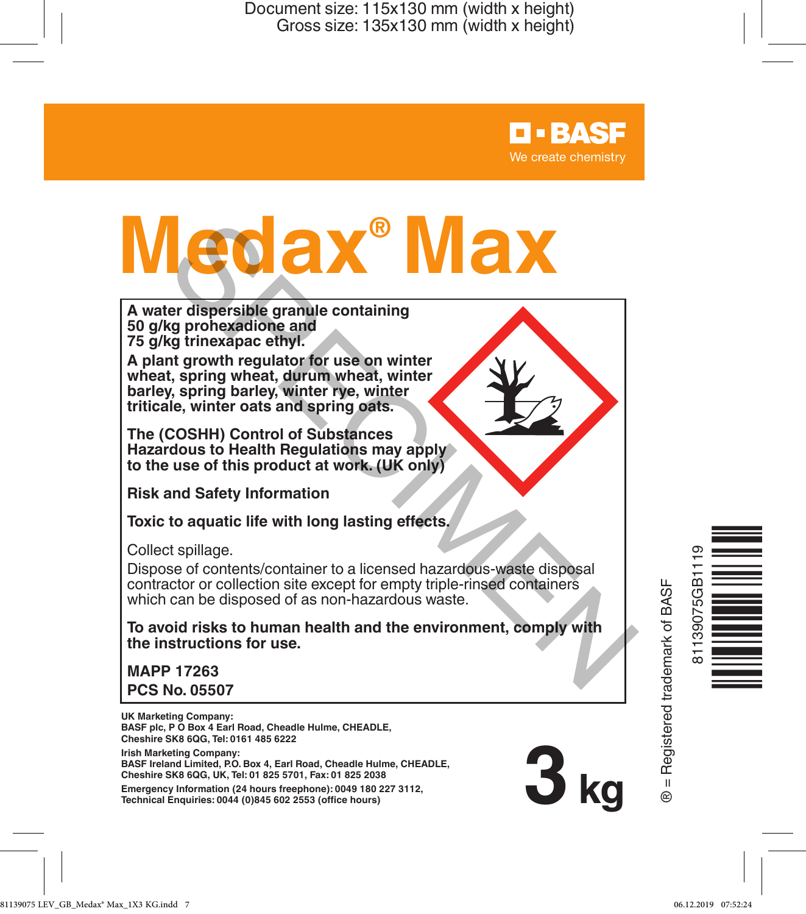Document size: 115x130 mm (width x height)
Gross size: 135x130 mm (width x height)

BASF
We create chemistry

# Medax® Max

**A water dispersible granule containing 50 g/kg prohexadione and 75 g/kg trinexapac ethyl.**

**A plant growth regulator for use on winter wheat, spring wheat, durum wheat, winter barley, spring barley, winter rye, winter triticale, winter oats and spring oats.**

**The (COSHH) Control of Substances Hazardous to Health Regulations may apply to the use of this product at work. (UK only)**

**Risk and Safety Information**

**Toxic to aquatic life with long lasting effects.**

Collect spillage.

Dispose of contents/container to a licensed hazardous-waste disposal contractor or collection site except for empty triple-rinsed containers which can be disposed of as non-hazardous waste.

**To avoid risks to human health and the environment, comply with the instructions for use.**

**MAPP 17263**

**PCS No. 05507**

**UK Marketing Company:**
**BASF plc, P O Box 4 Earl Road, Cheadle Hulme, CHEADLE, Cheshire SK8 6QG, Tel: 0161 485 6222**

**Irish Marketing Company:**
**BASF Ireland Limited, P.O. Box 4, Earl Road, Cheadle Hulme, CHEADLE, Cheshire SK8 6QG, UK, Tel: 01 825 5701, Fax: 01 825 2038**

**Emergency Information (24 hours freephone): 0049 180 227 3112,**
**Technical Enquiries: 0044 (0)845 602 2553 (office hours)**

**3 kg**

® = Registered trademark of BASF

81139075GB1119

SPECIMEN

81139075 LEV_GB_Medax® Max_1X3 KG.indd 7 06.12.2019 07:52:24